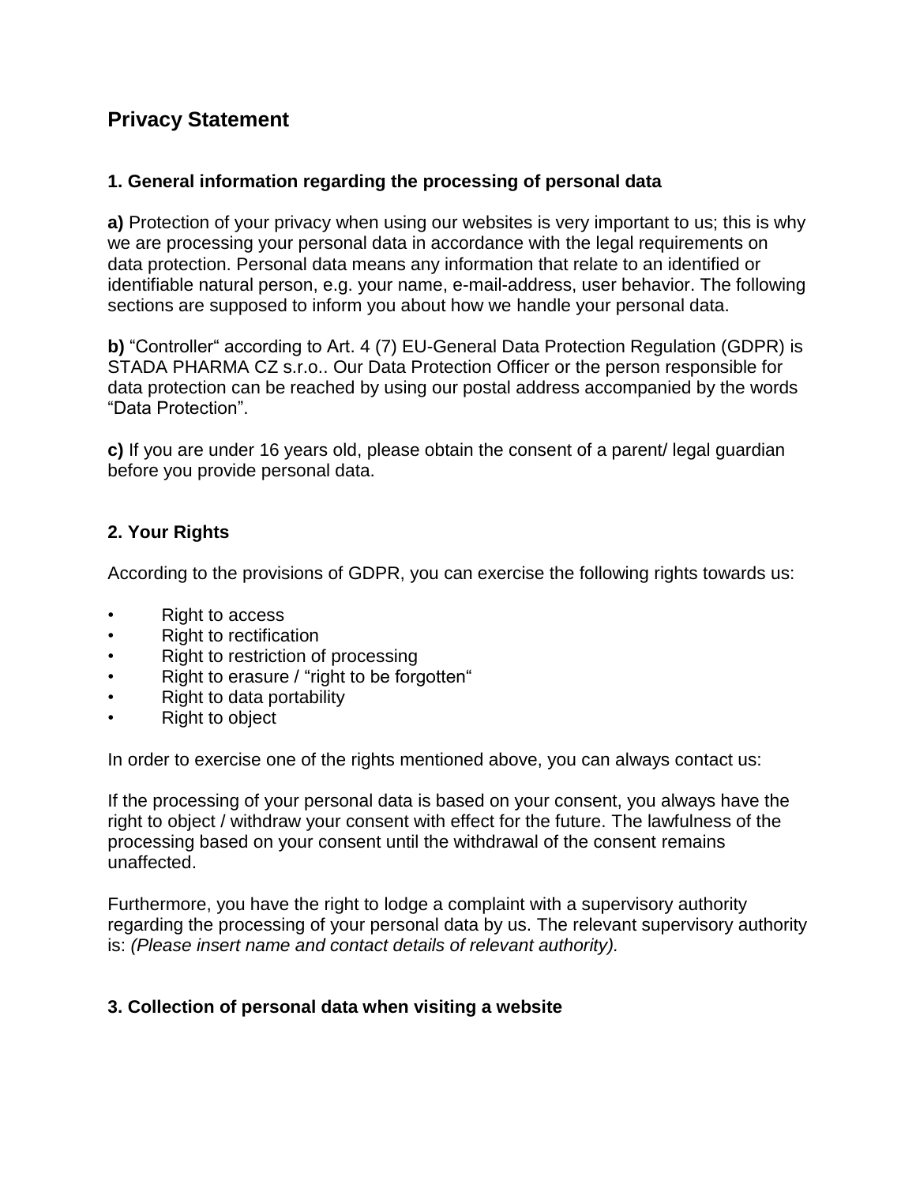# Privacy Statement

## 1. General information regarding the processing of personal data

**a)** Protection of your privacy when using our websites is very important to us; this is why we are processing your personal data in accordance with the legal requirements on data protection. Personal data means any information that relate to an identified or identifiable natural person, e.g. your name, e-mail-address, user behavior. The following sections are supposed to inform you about how we handle your personal data.

**b)** "Controller" according to Art. 4 (7) EU-General Data Protection Regulation (GDPR) is STADA PHARMA CZ s.r.o.. Our Data Protection Officer or the person responsible for data protection can be reached by using our postal address accompanied by the words "Data Protection".

**c)** If you are under 16 years old, please obtain the consent of a parent/ legal guardian before you provide personal data.

## 2. Your Rights

According to the provisions of GDPR, you can exercise the following rights towards us:

- Right to access
- Right to rectification
- Right to restriction of processing
- Right to erasure / "right to be forgotten"
- Right to data portability
- Right to object

In order to exercise one of the rights mentioned above, you can always contact us:

If the processing of your personal data is based on your consent, you always have the right to object / withdraw your consent with effect for the future. The lawfulness of the processing based on your consent until the withdrawal of the consent remains unaffected.

Furthermore, you have the right to lodge a complaint with a supervisory authority regarding the processing of your personal data by us. The relevant supervisory authority is: *(Please insert name and contact details of relevant authority).*

## 3. Collection of personal data when visiting a website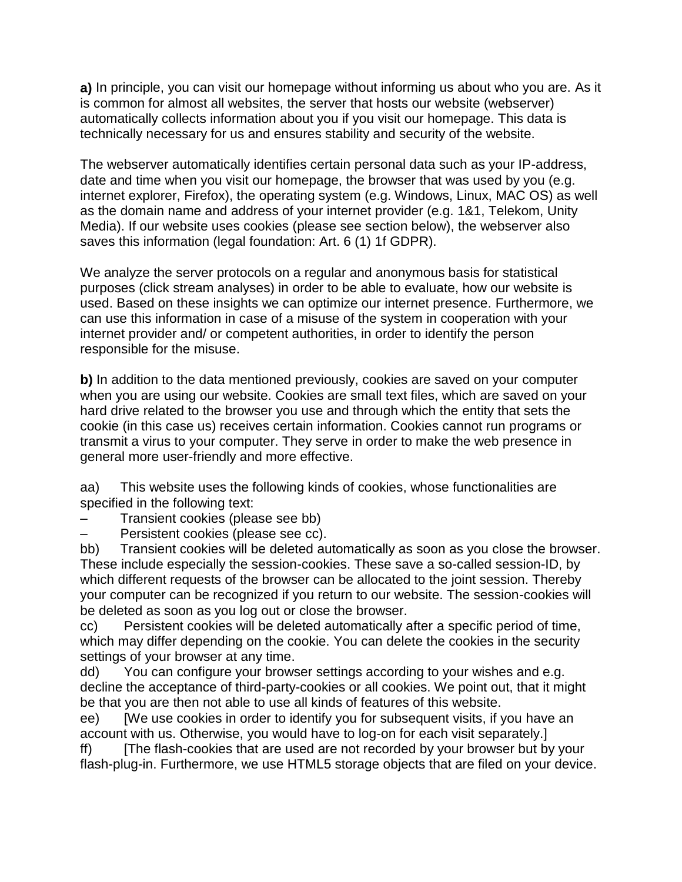**a)** In principle, you can visit our homepage without informing us about who you are. As it is common for almost all websites, the server that hosts our website (webserver) automatically collects information about you if you visit our homepage. This data is technically necessary for us and ensures stability and security of the website.

The webserver automatically identifies certain personal data such as your IP-address, date and time when you visit our homepage, the browser that was used by you (e.g. internet explorer, Firefox), the operating system (e.g. Windows, Linux, MAC OS) as well as the domain name and address of your internet provider (e.g. 1&1, Telekom, Unity Media). If our website uses cookies (please see section below), the webserver also saves this information (legal foundation: Art. 6 (1) 1f GDPR).

We analyze the server protocols on a regular and anonymous basis for statistical purposes (click stream analyses) in order to be able to evaluate, how our website is used. Based on these insights we can optimize our internet presence. Furthermore, we can use this information in case of a misuse of the system in cooperation with your internet provider and/ or competent authorities, in order to identify the person responsible for the misuse.

**b)** In addition to the data mentioned previously, cookies are saved on your computer when you are using our website. Cookies are small text files, which are saved on your hard drive related to the browser you use and through which the entity that sets the cookie (in this case us) receives certain information. Cookies cannot run programs or transmit a virus to your computer. They serve in order to make the web presence in general more user-friendly and more effective.

aa) This website uses the following kinds of cookies, whose functionalities are specified in the following text:

– Transient cookies (please see bb)
– Persistent cookies (please see cc).

bb) Transient cookies will be deleted automatically as soon as you close the browser. These include especially the session-cookies. These save a so-called session-ID, by which different requests of the browser can be allocated to the joint session. Thereby your computer can be recognized if you return to our website. The session-cookies will be deleted as soon as you log out or close the browser.

cc) Persistent cookies will be deleted automatically after a specific period of time, which may differ depending on the cookie. You can delete the cookies in the security settings of your browser at any time.

dd) You can configure your browser settings according to your wishes and e.g. decline the acceptance of third-party-cookies or all cookies. We point out, that it might be that you are then not able to use all kinds of features of this website.

ee) [We use cookies in order to identify you for subsequent visits, if you have an account with us. Otherwise, you would have to log-on for each visit separately.]

ff) [The flash-cookies that are used are not recorded by your browser but by your flash-plug-in. Furthermore, we use HTML5 storage objects that are filed on your device.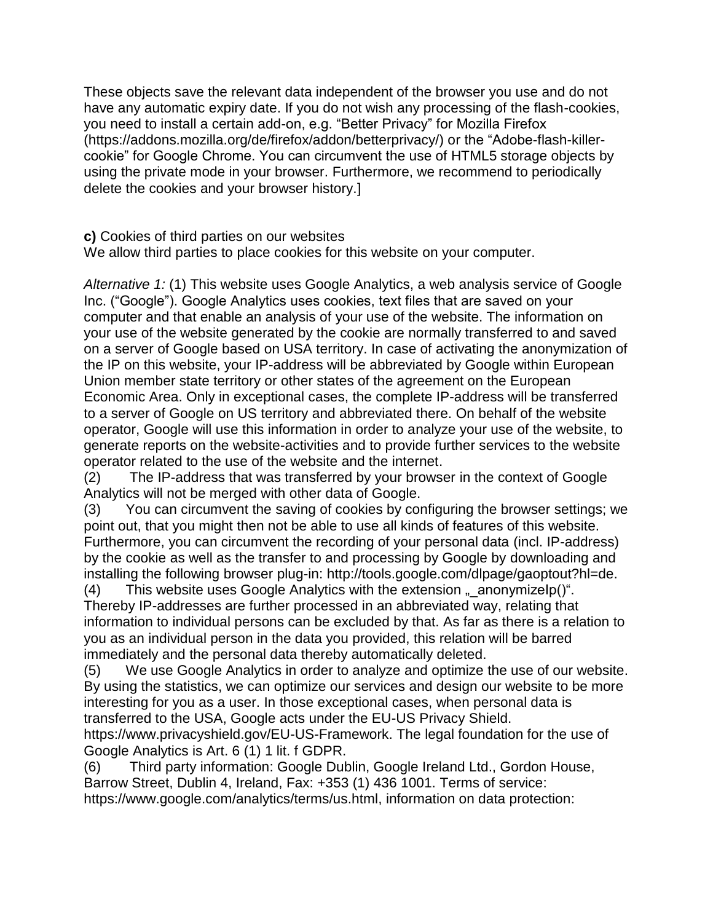These objects save the relevant data independent of the browser you use and do not have any automatic expiry date. If you do not wish any processing of the flash-cookies, you need to install a certain add-on, e.g. “Better Privacy” for Mozilla Firefox (https://addons.mozilla.org/de/firefox/addon/betterprivacy/) or the “Adobe-flash-killer-cookie” for Google Chrome. You can circumvent the use of HTML5 storage objects by using the private mode in your browser. Furthermore, we recommend to periodically delete the cookies and your browser history.]

**c)** Cookies of third parties on our websites
We allow third parties to place cookies for this website on your computer.

*Alternative 1:* (1) This website uses Google Analytics, a web analysis service of Google Inc. (“Google”). Google Analytics uses cookies, text files that are saved on your computer and that enable an analysis of your use of the website. The information on your use of the website generated by the cookie are normally transferred to and saved on a server of Google based on USA territory. In case of activating the anonymization of the IP on this website, your IP-address will be abbreviated by Google within European Union member state territory or other states of the agreement on the European Economic Area. Only in exceptional cases, the complete IP-address will be transferred to a server of Google on US territory and abbreviated there. On behalf of the website operator, Google will use this information in order to analyze your use of the website, to generate reports on the website-activities and to provide further services to the website operator related to the use of the website and the internet.

(2) The IP-address that was transferred by your browser in the context of Google Analytics will not be merged with other data of Google.

(3) You can circumvent the saving of cookies by configuring the browser settings; we point out, that you might then not be able to use all kinds of features of this website. Furthermore, you can circumvent the recording of your personal data (incl. IP-address) by the cookie as well as the transfer to and processing by Google by downloading and installing the following browser plug-in: http://tools.google.com/dlpage/gaoptout?hl=de.

(4) This website uses Google Analytics with the extension „_anonymizeIp()“. Thereby IP-addresses are further processed in an abbreviated way, relating that information to individual persons can be excluded by that. As far as there is a relation to you as an individual person in the data you provided, this relation will be barred immediately and the personal data thereby automatically deleted.

(5) We use Google Analytics in order to analyze and optimize the use of our website. By using the statistics, we can optimize our services and design our website to be more interesting for you as a user. In those exceptional cases, when personal data is transferred to the USA, Google acts under the EU-US Privacy Shield. https://www.privacyshield.gov/EU-US-Framework. The legal foundation for the use of Google Analytics is Art. 6 (1) 1 lit. f GDPR.

(6) Third party information: Google Dublin, Google Ireland Ltd., Gordon House, Barrow Street, Dublin 4, Ireland, Fax: +353 (1) 436 1001. Terms of service: https://www.google.com/analytics/terms/us.html, information on data protection: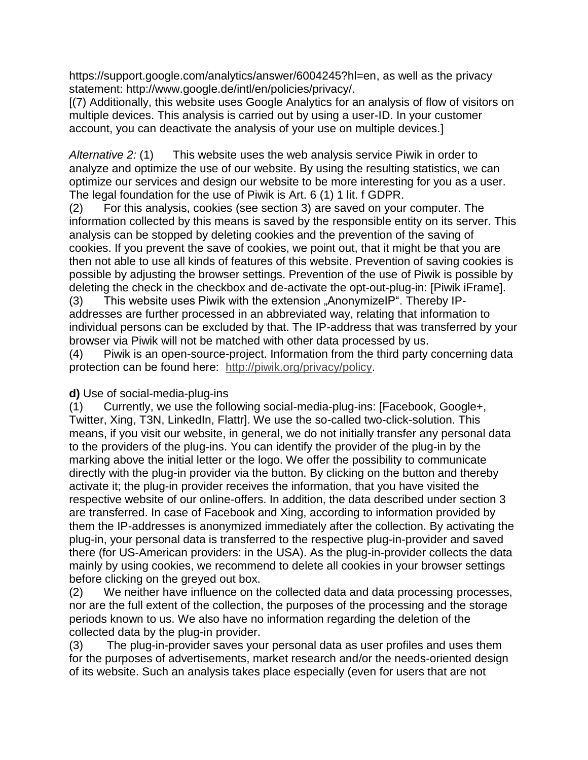https://support.google.com/analytics/answer/6004245?hl=en, as well as the privacy statement: http://www.google.de/intl/en/policies/privacy/.
[(7) Additionally, this website uses Google Analytics for an analysis of flow of visitors on multiple devices. This analysis is carried out by using a user-ID. In your customer account, you can deactivate the analysis of your use on multiple devices.]

*Alternative 2:* (1) This website uses the web analysis service Piwik in order to analyze and optimize the use of our website. By using the resulting statistics, we can optimize our services and design our website to be more interesting for you as a user. The legal foundation for the use of Piwik is Art. 6 (1) 1 lit. f GDPR.
(2) For this analysis, cookies (see section 3) are saved on your computer. The information collected by this means is saved by the responsible entity on its server. This analysis can be stopped by deleting cookies and the prevention of the saving of cookies. If you prevent the save of cookies, we point out, that it might be that you are then not able to use all kinds of features of this website. Prevention of saving cookies is possible by adjusting the browser settings. Prevention of the use of Piwik is possible by deleting the check in the checkbox and de-activate the opt-out-plug-in: [Piwik iFrame].
(3) This website uses Piwik with the extension „AnonymizeIP". Thereby IP-addresses are further processed in an abbreviated way, relating that information to individual persons can be excluded by that. The IP-address that was transferred by your browser via Piwik will not be matched with other data processed by us.
(4) Piwik is an open-source-project. Information from the third party concerning data protection can be found here: http://piwik.org/privacy/policy.

**d)** Use of social-media-plug-ins
(1) Currently, we use the following social-media-plug-ins: [Facebook, Google+, Twitter, Xing, T3N, LinkedIn, Flattr]. We use the so-called two-click-solution. This means, if you visit our website, in general, we do not initially transfer any personal data to the providers of the plug-ins. You can identify the provider of the plug-in by the marking above the initial letter or the logo. We offer the possibility to communicate directly with the plug-in provider via the button. By clicking on the button and thereby activate it; the plug-in provider receives the information, that you have visited the respective website of our online-offers. In addition, the data described under section 3 are transferred. In case of Facebook and Xing, according to information provided by them the IP-addresses is anonymized immediately after the collection. By activating the plug-in, your personal data is transferred to the respective plug-in-provider and saved there (for US-American providers: in the USA). As the plug-in-provider collects the data mainly by using cookies, we recommend to delete all cookies in your browser settings before clicking on the greyed out box.
(2) We neither have influence on the collected data and data processing processes, nor are the full extent of the collection, the purposes of the processing and the storage periods known to us. We also have no information regarding the deletion of the collected data by the plug-in provider.
(3) The plug-in-provider saves your personal data as user profiles and uses them for the purposes of advertisements, market research and/or the needs-oriented design of its website. Such an analysis takes place especially (even for users that are not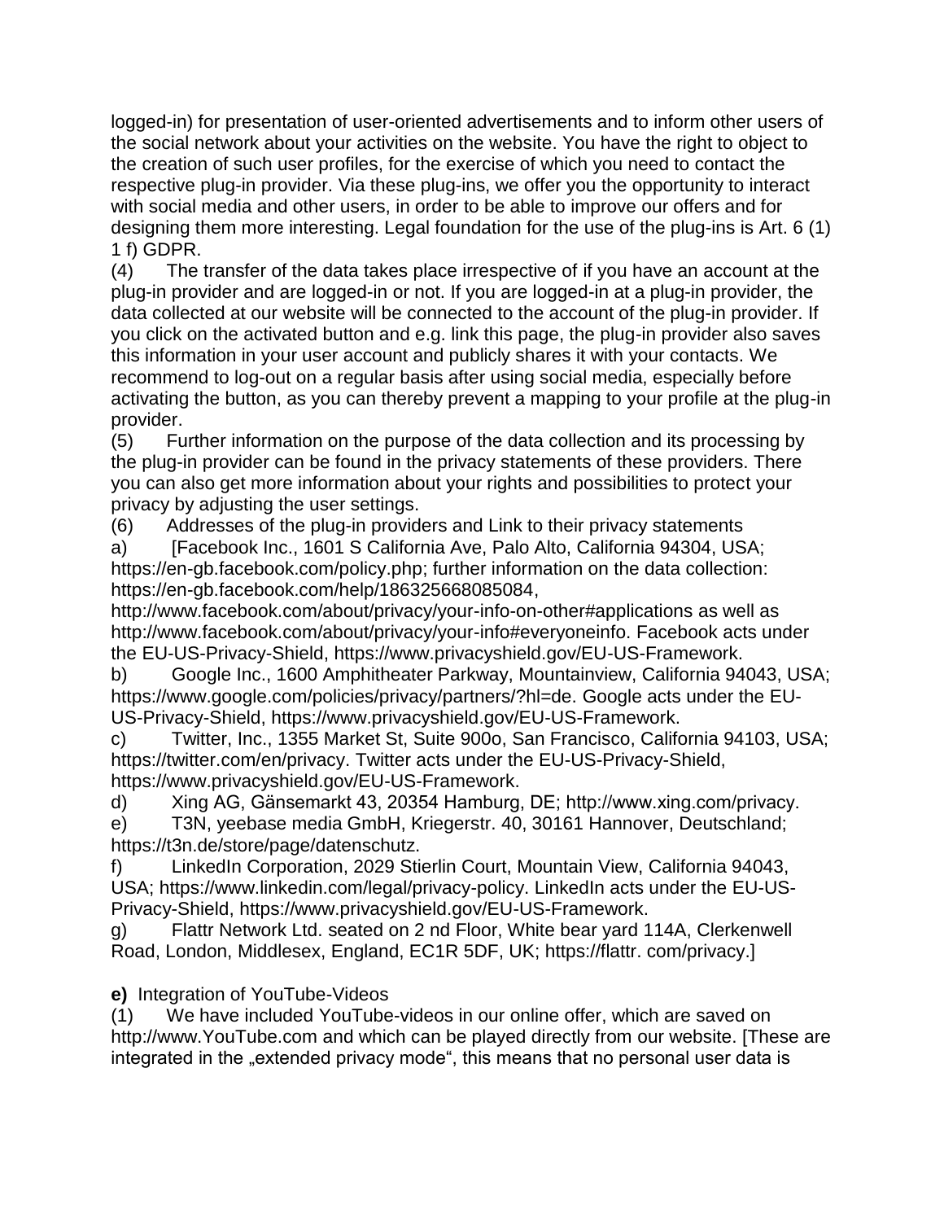logged-in) for presentation of user-oriented advertisements and to inform other users of the social network about your activities on the website. You have the right to object to the creation of such user profiles, for the exercise of which you need to contact the respective plug-in provider. Via these plug-ins, we offer you the opportunity to interact with social media and other users, in order to be able to improve our offers and for designing them more interesting. Legal foundation for the use of the plug-ins is Art. 6 (1) 1 f) GDPR.

(4) The transfer of the data takes place irrespective of if you have an account at the plug-in provider and are logged-in or not. If you are logged-in at a plug-in provider, the data collected at our website will be connected to the account of the plug-in provider. If you click on the activated button and e.g. link this page, the plug-in provider also saves this information in your user account and publicly shares it with your contacts. We recommend to log-out on a regular basis after using social media, especially before activating the button, as you can thereby prevent a mapping to your profile at the plug-in provider.

(5) Further information on the purpose of the data collection and its processing by the plug-in provider can be found in the privacy statements of these providers. There you can also get more information about your rights and possibilities to protect your privacy by adjusting the user settings.

(6) Addresses of the plug-in providers and Link to their privacy statements

a) [Facebook Inc., 1601 S California Ave, Palo Alto, California 94304, USA; https://en-gb.facebook.com/policy.php; further information on the data collection: https://en-gb.facebook.com/help/186325668085084, http://www.facebook.com/about/privacy/your-info-on-other#applications as well as http://www.facebook.com/about/privacy/your-info#everyoneinfo. Facebook acts under the EU-US-Privacy-Shield, https://www.privacyshield.gov/EU-US-Framework.

b) Google Inc., 1600 Amphitheater Parkway, Mountainview, California 94043, USA; https://www.google.com/policies/privacy/partners/?hl=de. Google acts under the EU-US-Privacy-Shield, https://www.privacyshield.gov/EU-US-Framework.

c) Twitter, Inc., 1355 Market St, Suite 900o, San Francisco, California 94103, USA; https://twitter.com/en/privacy. Twitter acts under the EU-US-Privacy-Shield, https://www.privacyshield.gov/EU-US-Framework.

d) Xing AG, Gänsemarkt 43, 20354 Hamburg, DE; http://www.xing.com/privacy.

e) T3N, yeebase media GmbH, Kriegerstr. 40, 30161 Hannover, Deutschland; https://t3n.de/store/page/datenschutz.

f) LinkedIn Corporation, 2029 Stierlin Court, Mountain View, California 94043, USA; https://www.linkedin.com/legal/privacy-policy. LinkedIn acts under the EU-US-Privacy-Shield, https://www.privacyshield.gov/EU-US-Framework.

g) Flattr Network Ltd. seated on 2 nd Floor, White bear yard 114A, Clerkenwell Road, London, Middlesex, England, EC1R 5DF, UK; https://flattr. com/privacy.]

**e)** Integration of YouTube-Videos

(1) We have included YouTube-videos in our online offer, which are saved on http://www.YouTube.com and which can be played directly from our website. [These are integrated in the „extended privacy mode“, this means that no personal user data is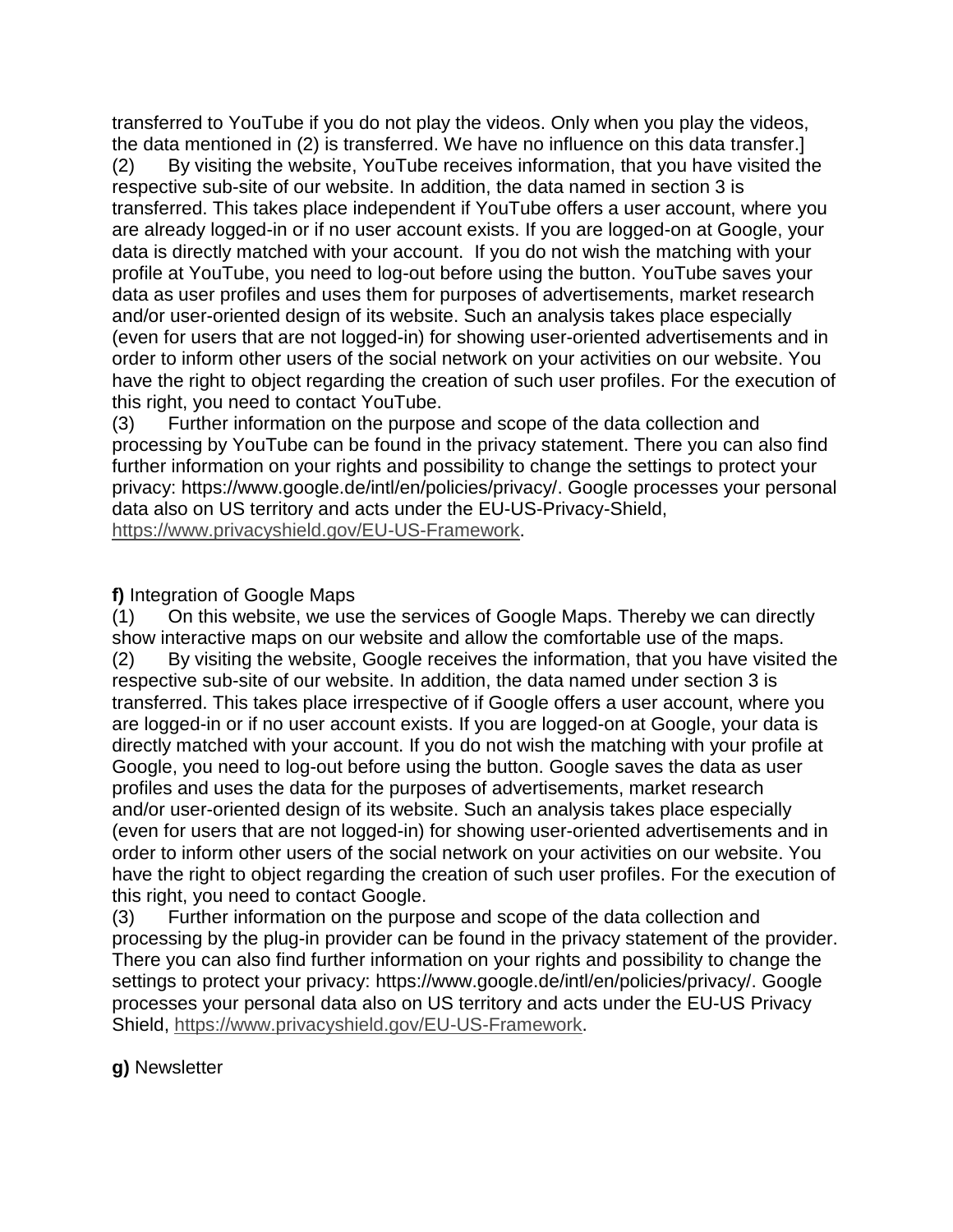transferred to YouTube if you do not play the videos. Only when you play the videos, the data mentioned in (2) is transferred. We have no influence on this data transfer.]

(2) By visiting the website, YouTube receives information, that you have visited the respective sub-site of our website. In addition, the data named in section 3 is transferred. This takes place independent if YouTube offers a user account, where you are already logged-in or if no user account exists. If you are logged-on at Google, your data is directly matched with your account. If you do not wish the matching with your profile at YouTube, you need to log-out before using the button. YouTube saves your data as user profiles and uses them for purposes of advertisements, market research and/or user-oriented design of its website. Such an analysis takes place especially (even for users that are not logged-in) for showing user-oriented advertisements and in order to inform other users of the social network on your activities on our website. You have the right to object regarding the creation of such user profiles. For the execution of this right, you need to contact YouTube.

(3) Further information on the purpose and scope of the data collection and processing by YouTube can be found in the privacy statement. There you can also find further information on your rights and possibility to change the settings to protect your privacy: https://www.google.de/intl/en/policies/privacy/. Google processes your personal data also on US territory and acts under the EU-US-Privacy-Shield, https://www.privacyshield.gov/EU-US-Framework.

**f)** Integration of Google Maps

(1) On this website, we use the services of Google Maps. Thereby we can directly show interactive maps on our website and allow the comfortable use of the maps.

(2) By visiting the website, Google receives the information, that you have visited the respective sub-site of our website. In addition, the data named under section 3 is transferred. This takes place irrespective of if Google offers a user account, where you are logged-in or if no user account exists. If you are logged-on at Google, your data is directly matched with your account. If you do not wish the matching with your profile at Google, you need to log-out before using the button. Google saves the data as user profiles and uses the data for the purposes of advertisements, market research and/or user-oriented design of its website. Such an analysis takes place especially (even for users that are not logged-in) for showing user-oriented advertisements and in order to inform other users of the social network on your activities on our website. You have the right to object regarding the creation of such user profiles. For the execution of this right, you need to contact Google.

(3) Further information on the purpose and scope of the data collection and processing by the plug-in provider can be found in the privacy statement of the provider. There you can also find further information on your rights and possibility to change the settings to protect your privacy: https://www.google.de/intl/en/policies/privacy/. Google processes your personal data also on US territory and acts under the EU-US Privacy Shield, https://www.privacyshield.gov/EU-US-Framework.

**g)** Newsletter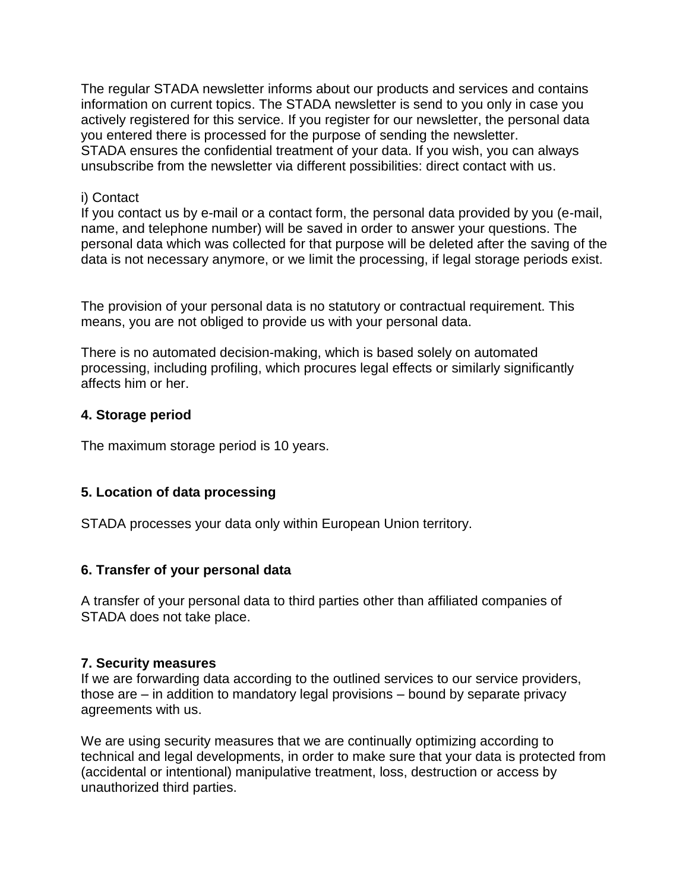The regular STADA newsletter informs about our products and services and contains information on current topics. The STADA newsletter is send to you only in case you actively registered for this service. If you register for our newsletter, the personal data you entered there is processed for the purpose of sending the newsletter. STADA ensures the confidential treatment of your data. If you wish, you can always unsubscribe from the newsletter via different possibilities: direct contact with us.

i) Contact
If you contact us by e-mail or a contact form, the personal data provided by you (e-mail, name, and telephone number) will be saved in order to answer your questions. The personal data which was collected for that purpose will be deleted after the saving of the data is not necessary anymore, or we limit the processing, if legal storage periods exist.

The provision of your personal data is no statutory or contractual requirement. This means, you are not obliged to provide us with your personal data.

There is no automated decision-making, which is based solely on automated processing, including profiling, which procures legal effects or similarly significantly affects him or her.

**4. Storage period**

The maximum storage period is 10 years.

**5. Location of data processing**

STADA processes your data only within European Union territory.

**6. Transfer of your personal data**

A transfer of your personal data to third parties other than affiliated companies of STADA does not take place.

**7. Security measures**

If we are forwarding data according to the outlined services to our service providers, those are – in addition to mandatory legal provisions – bound by separate privacy agreements with us.

We are using security measures that we are continually optimizing according to technical and legal developments, in order to make sure that your data is protected from (accidental or intentional) manipulative treatment, loss, destruction or access by unauthorized third parties.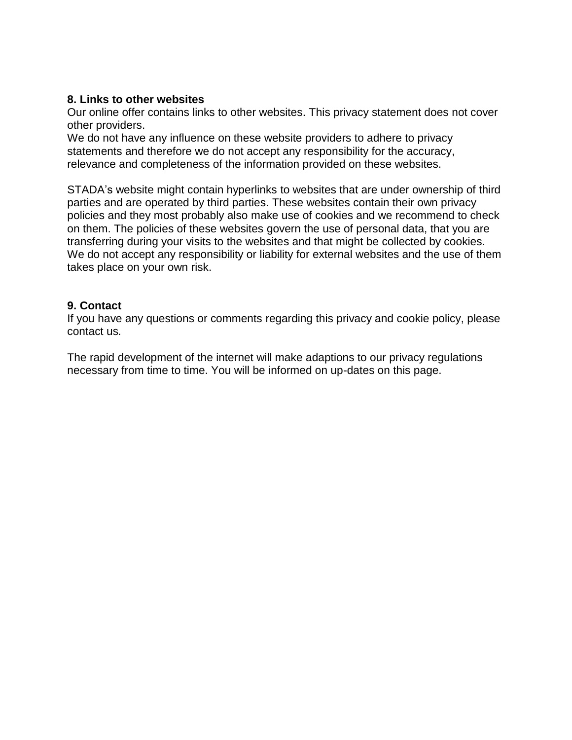**8. Links to other websites**

Our online offer contains links to other websites. This privacy statement does not cover other providers.
We do not have any influence on these website providers to adhere to privacy statements and therefore we do not accept any responsibility for the accuracy, relevance and completeness of the information provided on these websites.

STADA's website might contain hyperlinks to websites that are under ownership of third parties and are operated by third parties. These websites contain their own privacy policies and they most probably also make use of cookies and we recommend to check on them. The policies of these websites govern the use of personal data, that you are transferring during your visits to the websites and that might be collected by cookies. We do not accept any responsibility or liability for external websites and the use of them takes place on your own risk.

**9. Contact**

If you have any questions or comments regarding this privacy and cookie policy, please contact us.

The rapid development of the internet will make adaptions to our privacy regulations necessary from time to time. You will be informed on up-dates on this page.